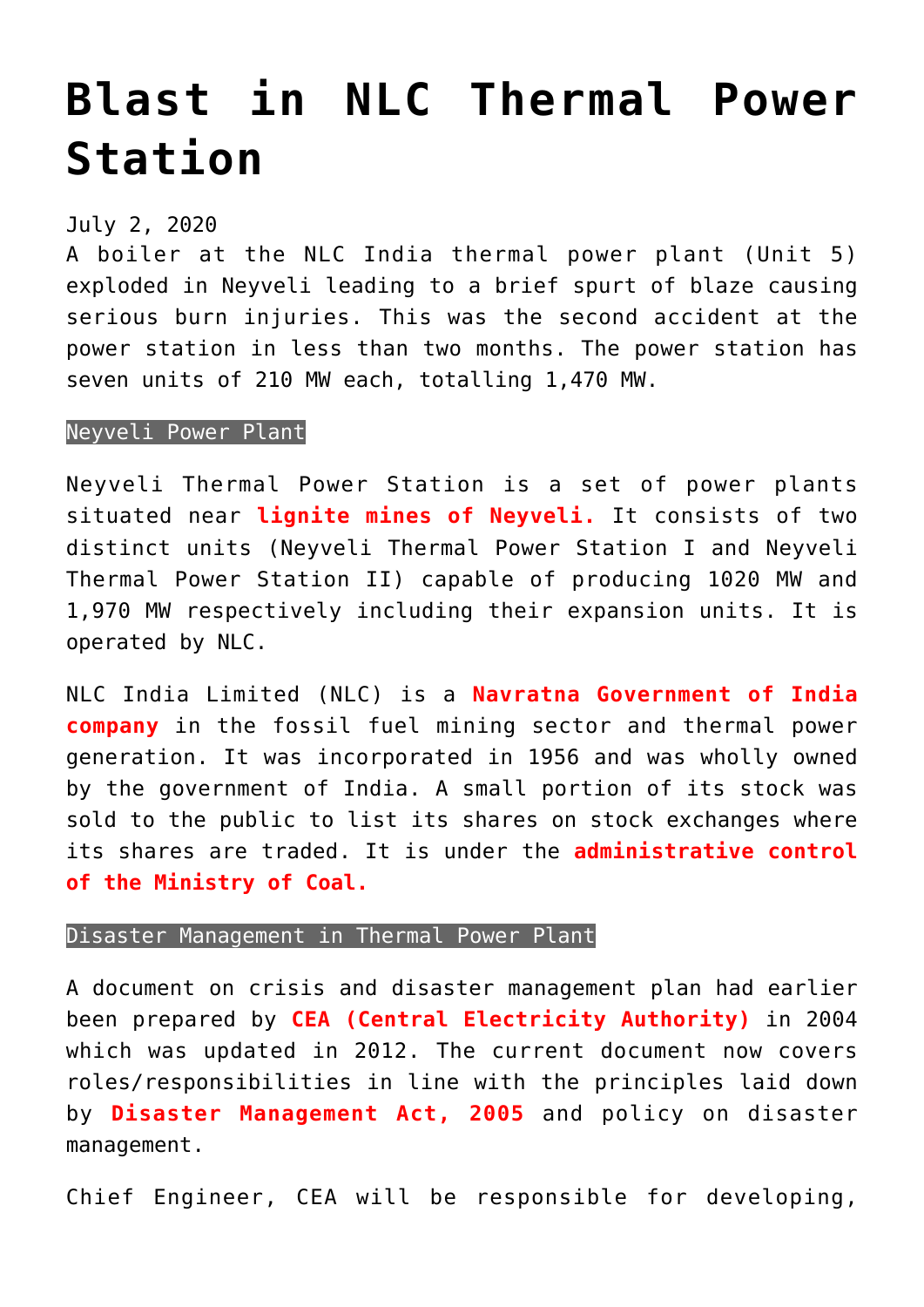# Blast in NLC Thermal Power Station

July 2, 2020

A boiler at the NLC India thermal power plant (Unit 5) exploded in Neyveli leading to a brief spurt of blaze causing serious burn injuries. This was the second accident at the power station in less than two months. The power station has seven units of 210 MW each, totalling 1,470 MW.

## Neyveli Power Plant

Neyveli Thermal Power Station is a set of power plants situated near **lignite mines of Neyveli.** It consists of two distinct units (Neyveli Thermal Power Station I and Neyveli Thermal Power Station II) capable of producing 1020 MW and 1,970 MW respectively including their expansion units. It is operated by NLC.

NLC India Limited (NLC) is a **Navratna Government of India company** in the fossil fuel mining sector and thermal power generation. It was incorporated in 1956 and was wholly owned by the government of India. A small portion of its stock was sold to the public to list its shares on stock exchanges where its shares are traded. It is under the **administrative control of the Ministry of Coal.**

## Disaster Management in Thermal Power Plant

A document on crisis and disaster management plan had earlier been prepared by **CEA (Central Electricity Authority)** in 2004 which was updated in 2012. The current document now covers roles/responsibilities in line with the principles laid down by **Disaster Management Act, 2005** and policy on disaster management.

Chief Engineer, CEA will be responsible for developing,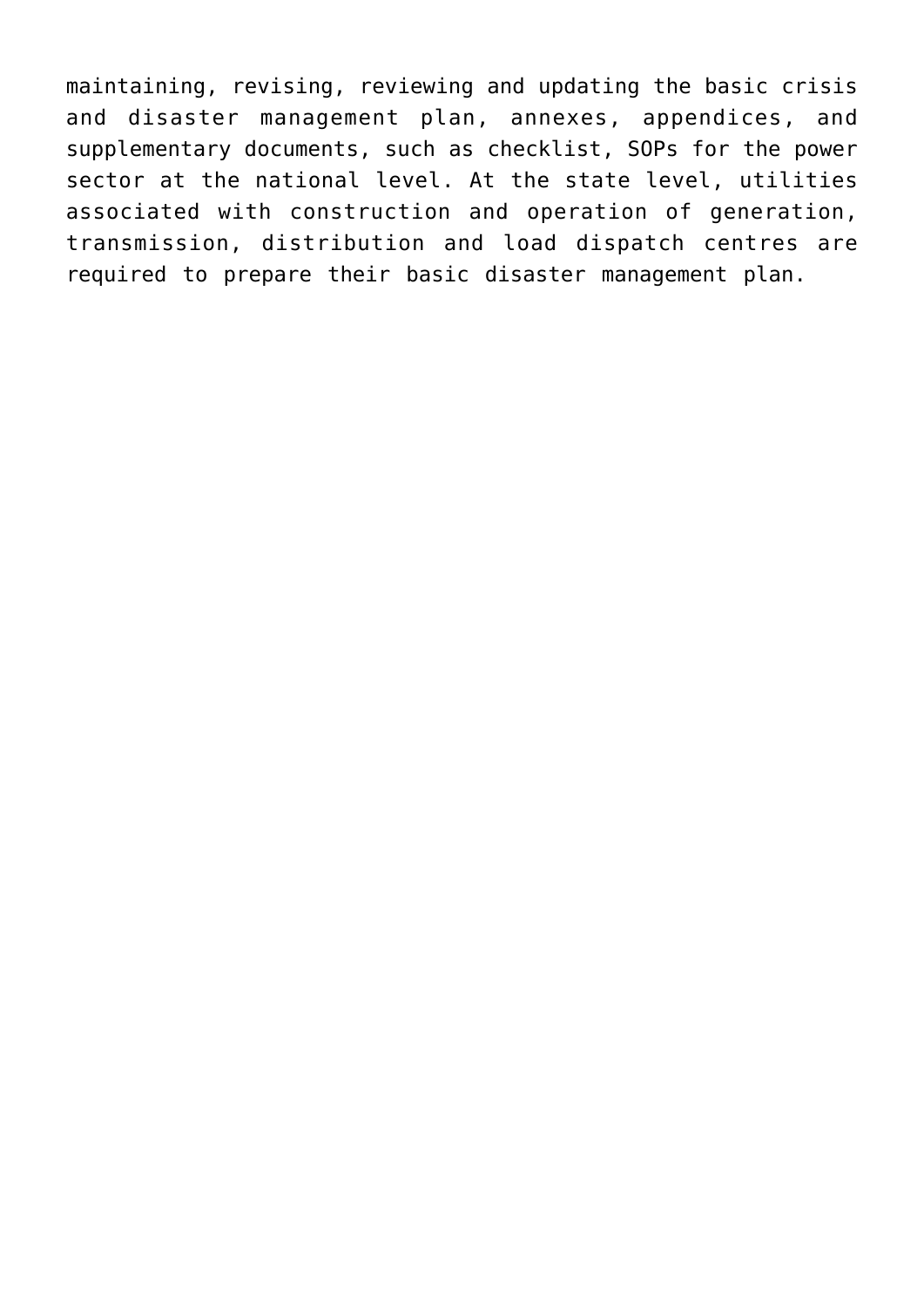maintaining, revising, reviewing and updating the basic crisis and disaster management plan, annexes, appendices, and supplementary documents, such as checklist, SOPs for the power sector at the national level. At the state level, utilities associated with construction and operation of generation, transmission, distribution and load dispatch centres are required to prepare their basic disaster management plan.